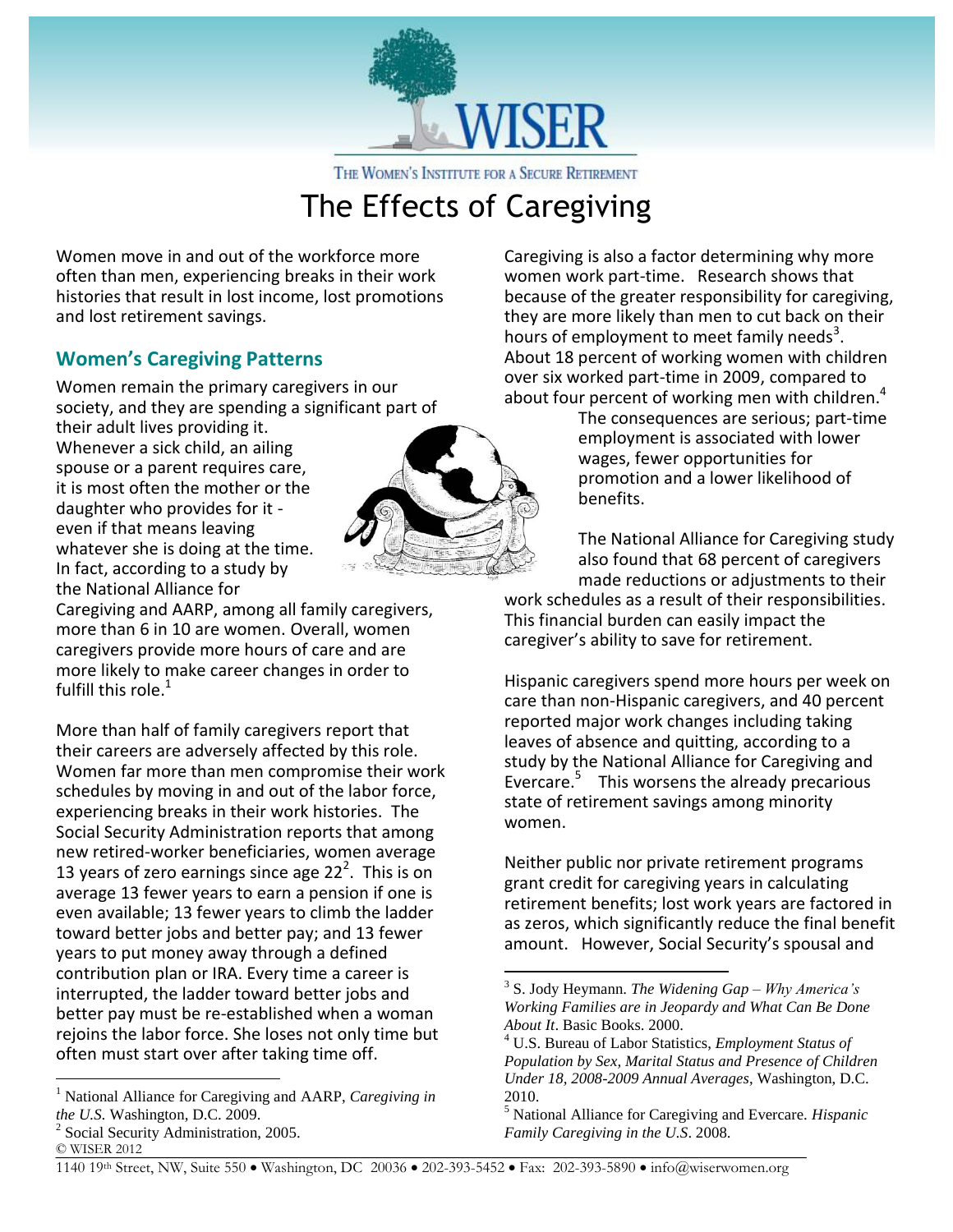# The Effects of Caregiving

Women move in and out of the workforce more often than men, experiencing breaks in their work histories that result in lost income, lost promotions and lost retirement savings.

## Women's Caregiving Patterns

Women remain the primary caregivers in our society, and they are spending a significant part of their adult lives providing it. Whenever a sick child, an ailing spouse or a parent requires care, it is most often the mother or the daughter who provides for it - even if that means leaving whatever she is doing at the time. In fact, according to a study by the National Alliance for Caregiving and AARP, among all family caregivers, more than 6 in 10 are women. Overall, women caregivers provide more hours of care and are more likely to make career changes in order to fulfill this role.[1]

More than half of family caregivers report that their careers are adversely affected by this role. Women far more than men compromise their work schedules by moving in and out of the labor force, experiencing breaks in their work histories. The Social Security Administration reports that among new retired-worker beneficiaries, women average 13 years of zero earnings since age 22[2]. This is on average 13 fewer years to earn a pension if one is even available; 13 fewer years to climb the ladder toward better jobs and better pay; and 13 fewer years to put money away through a defined contribution plan or IRA. Every time a career is interrupted, the ladder toward better jobs and better pay must be re-established when a woman rejoins the labor force. She loses not only time but often must start over after taking time off.

Caregiving is also a factor determining why more women work part-time. Research shows that because of the greater responsibility for caregiving, they are more likely than men to cut back on their hours of employment to meet family needs[3]. About 18 percent of working women with children over six worked part-time in 2009, compared to about four percent of working men with children.[4] The consequences are serious; part-time employment is associated with lower wages, fewer opportunities for promotion and a lower likelihood of benefits.

The National Alliance for Caregiving study also found that 68 percent of caregivers made reductions or adjustments to their work schedules as a result of their responsibilities. This financial burden can easily impact the caregiver's ability to save for retirement.

Hispanic caregivers spend more hours per week on care than non-Hispanic caregivers, and 40 percent reported major work changes including taking leaves of absence and quitting, according to a study by the National Alliance for Caregiving and Evercare.[5] This worsens the already precarious state of retirement savings among minority women.

Neither public nor private retirement programs grant credit for caregiving years in calculating retirement benefits; lost work years are factored in as zeros, which significantly reduce the final benefit amount. However, Social Security's spousal and

---

[1] National Alliance for Caregiving and AARP, *Caregiving in the U.S.* Washington, D.C. 2009.

[2] Social Security Administration, 2005.

[3] S. Jody Heymann. *The Widening Gap – Why America's Working Families are in Jeopardy and What Can Be Done About It*. Basic Books. 2000.

[4] U.S. Bureau of Labor Statistics, *Employment Status of Population by Sex, Marital Status and Presence of Children Under 18, 2008-2009 Annual Averages*, Washington, D.C. 2010.

[5] National Alliance for Caregiving and Evercare. *Hispanic Family Caregiving in the U.S*. 2008.

© WISER 2012

1140 19th Street, NW, Suite 550 • Washington, DC 20036 • 202-393-5452 • Fax: 202-393-5890 • info@wiserwomen.org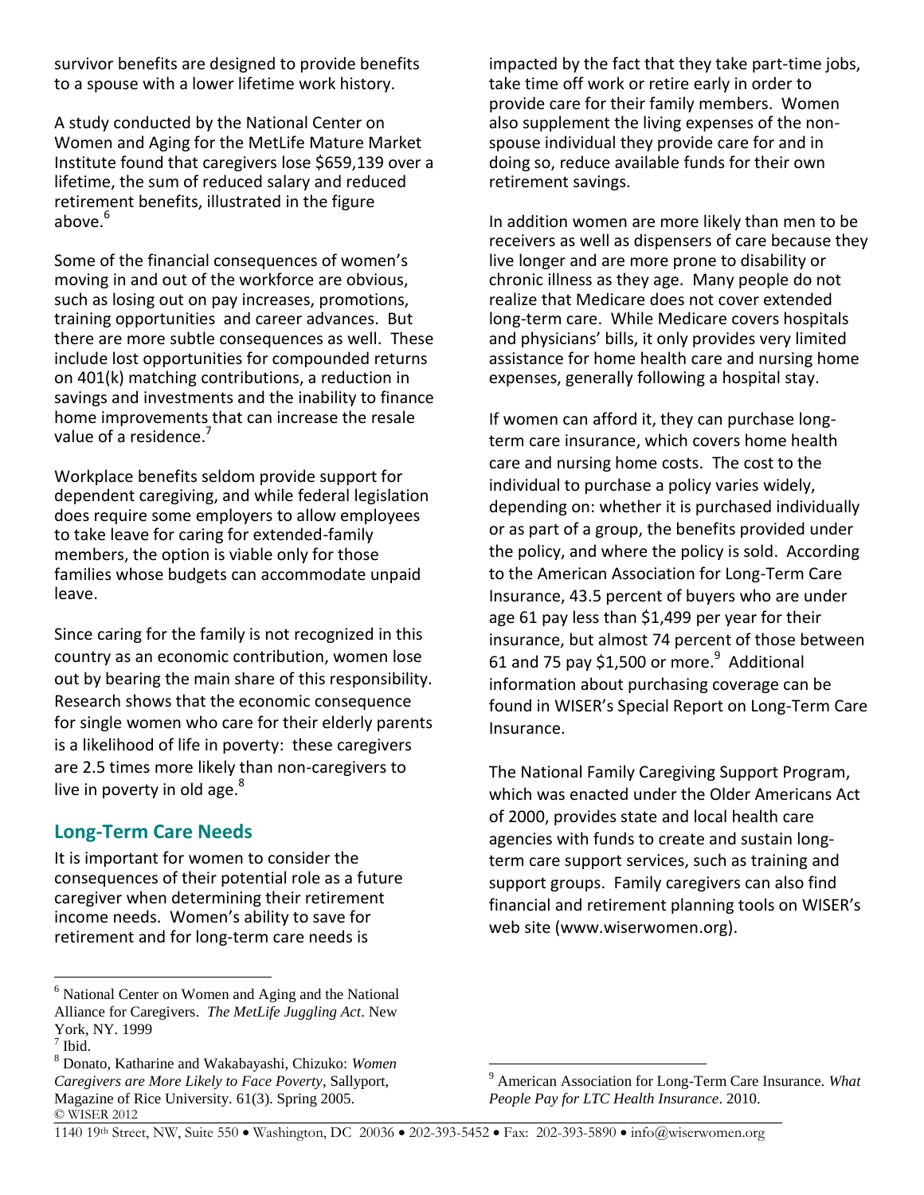survivor benefits are designed to provide benefits to a spouse with a lower lifetime work history.

A study conducted by the National Center on Women and Aging for the MetLife Mature Market Institute found that caregivers lose $659,139 over a lifetime, the sum of reduced salary and reduced retirement benefits, illustrated in the figure above.[6]

Some of the financial consequences of women's moving in and out of the workforce are obvious, such as losing out on pay increases, promotions, training opportunities and career advances. But there are more subtle consequences as well. These include lost opportunities for compounded returns on 401(k) matching contributions, a reduction in savings and investments and the inability to finance home improvements that can increase the resale value of a residence.[7]

Workplace benefits seldom provide support for dependent caregiving, and while federal legislation does require some employers to allow employees to take leave for caring for extended-family members, the option is viable only for those families whose budgets can accommodate unpaid leave.

Since caring for the family is not recognized in this country as an economic contribution, women lose out by bearing the main share of this responsibility. Research shows that the economic consequence for single women who care for their elderly parents is a likelihood of life in poverty: these caregivers are 2.5 times more likely than non-caregivers to live in poverty in old age.[8]

## Long-Term Care Needs

It is important for women to consider the consequences of their potential role as a future caregiver when determining their retirement income needs. Women's ability to save for retirement and for long-term care needs is impacted by the fact that they take part-time jobs, take time off work or retire early in order to provide care for their family members. Women also supplement the living expenses of the non-spouse individual they provide care for and in doing so, reduce available funds for their own retirement savings.

In addition women are more likely than men to be receivers as well as dispensers of care because they live longer and are more prone to disability or chronic illness as they age. Many people do not realize that Medicare does not cover extended long-term care. While Medicare covers hospitals and physicians' bills, it only provides very limited assistance for home health care and nursing home expenses, generally following a hospital stay.

If women can afford it, they can purchase long-term care insurance, which covers home health care and nursing home costs. The cost to the individual to purchase a policy varies widely, depending on: whether it is purchased individually or as part of a group, the benefits provided under the policy, and where the policy is sold. According to the American Association for Long-Term Care Insurance, 43.5 percent of buyers who are under age 61 pay less than $1,499 per year for their insurance, but almost 74 percent of those between 61 and 75 pay $1,500 or more.[9] Additional information about purchasing coverage can be found in WISER's Special Report on Long-Term Care Insurance.

The National Family Caregiving Support Program, which was enacted under the Older Americans Act of 2000, provides state and local health care agencies with funds to create and sustain long-term care support services, such as training and support groups. Family caregivers can also find financial and retirement planning tools on WISER's web site (www.wiserwomen.org).

---

[6] National Center on Women and Aging and the National Alliance for Caregivers. *The MetLife Juggling Act*. New York, NY. 1999

[7] Ibid.

[8] Donato, Katharine and Wakabayashi, Chizuko: *Women Caregivers are More Likely to Face Poverty*, Sallyport, Magazine of Rice University. 61(3). Spring 2005.

[9] American Association for Long-Term Care Insurance. *What People Pay for LTC Health Insurance*. 2010.

© WISER 2012

1140 19th Street, NW, Suite 550 • Washington, DC 20036 • 202-393-5452 • Fax: 202-393-5890 • info@wiserwomen.org